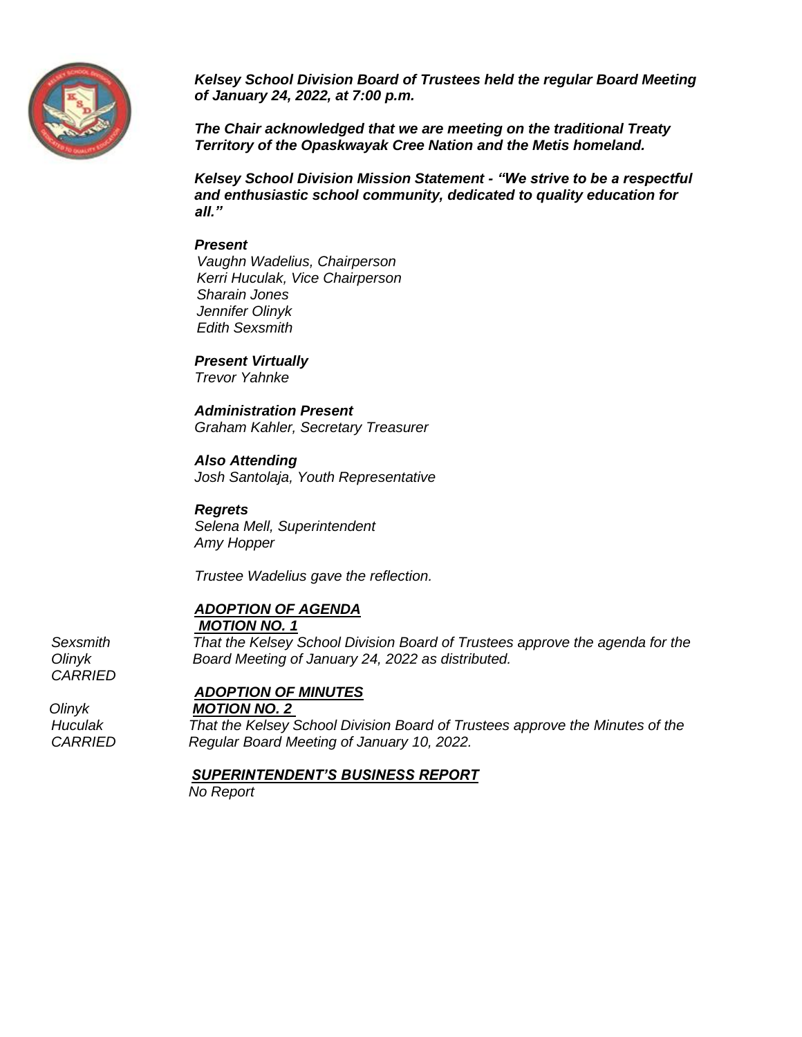***Kelsey School Division Board of Trustees held the regular Board Meeting of January 24, 2022, at 7:00 p.m.***

***The Chair acknowledged that we are meeting on the traditional Treaty Territory of the Opaskwayak Cree Nation and the Metis homeland.***

***Kelsey School Division Mission Statement - "We strive to be a respectful and enthusiastic school community, dedicated to quality education for all."***

***Present***
*Vaughn Wadelius, Chairperson*
*Kerri Huculak, Vice Chairperson*
*Sharain Jones*
*Jennifer Olinyk*
*Edith Sexsmith*

***Present Virtually***
*Trevor Yahnke*

***Administration Present***
*Graham Kahler, Secretary Treasurer*

***Also Attending***
*Josh Santolaja, Youth Representative*

***Regrets***
*Selena Mell, Superintendent*
*Amy Hopper*

*Trustee Wadelius gave the reflection.*

***ADOPTION OF AGENDA***

***MOTION NO. 1***

*Sexsmith*
*Olinyk*
*CARRIED*

*That the Kelsey School Division Board of Trustees approve the agenda for the Board Meeting of January 24, 2022 as distributed.*

***ADOPTION OF MINUTES***

***MOTION NO. 2***

*Olinyk*
*Huculak*
*CARRIED*

*That the Kelsey School Division Board of Trustees approve the Minutes of the Regular Board Meeting of January 10, 2022.*

***SUPERINTENDENT'S BUSINESS REPORT***

*No Report*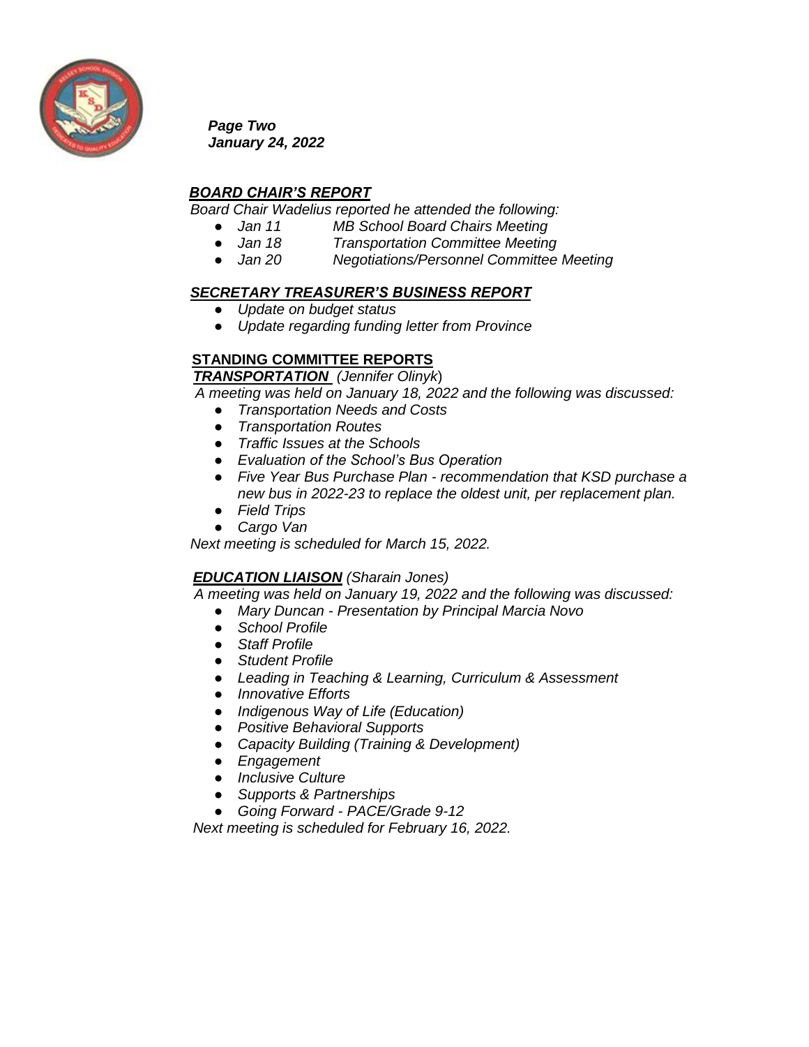*Page Two*
*January 24, 2022*

## ***BOARD CHAIR'S REPORT***

*Board Chair Wadelius reported he attended the following:*

- *Jan 11 MB School Board Chairs Meeting*
- *Jan 18 Transportation Committee Meeting*
- *Jan 20 Negotiations/Personnel Committee Meeting*

## ***SECRETARY TREASURER'S BUSINESS REPORT***

- *Update on budget status*
- *Update regarding funding letter from Province*

## **STANDING COMMITTEE REPORTS**

***TRANSPORTATION*** *(Jennifer Olinyk)*

*A meeting was held on January 18, 2022 and the following was discussed:*

- *Transportation Needs and Costs*
- *Transportation Routes*
- *Traffic Issues at the Schools*
- *Evaluation of the School's Bus Operation*
- *Five Year Bus Purchase Plan - recommendation that KSD purchase a new bus in 2022-23 to replace the oldest unit, per replacement plan.*
- *Field Trips*
- *Cargo Van*

*Next meeting is scheduled for March 15, 2022.*

***EDUCATION LIAISON*** *(Sharain Jones)*

*A meeting was held on January 19, 2022 and the following was discussed:*

- *Mary Duncan - Presentation by Principal Marcia Novo*
- *School Profile*
- *Staff Profile*
- *Student Profile*
- *Leading in Teaching & Learning, Curriculum & Assessment*
- *Innovative Efforts*
- *Indigenous Way of Life (Education)*
- *Positive Behavioral Supports*
- *Capacity Building (Training & Development)*
- *Engagement*
- *Inclusive Culture*
- *Supports & Partnerships*
- *Going Forward - PACE/Grade 9-12*

*Next meeting is scheduled for February 16, 2022.*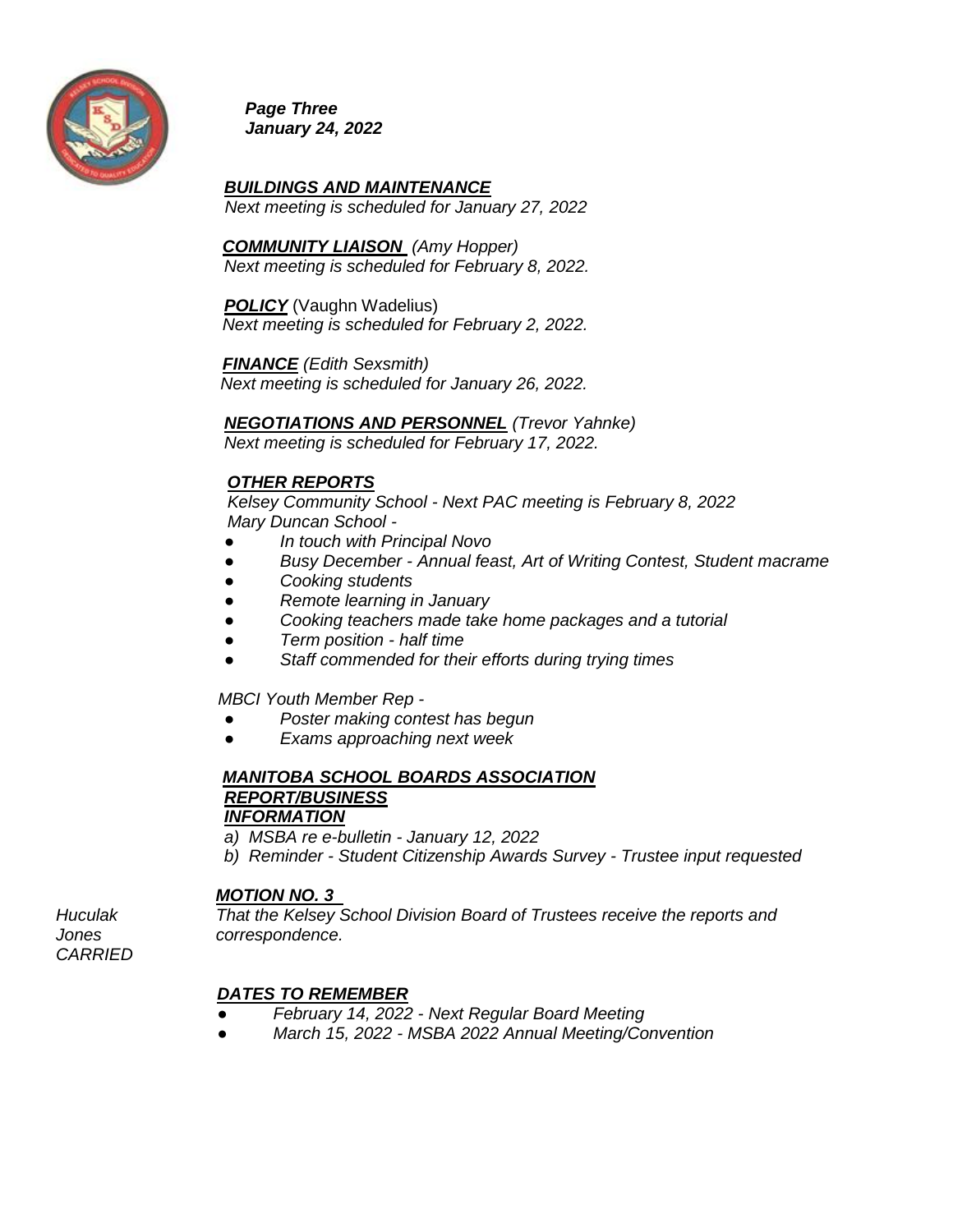***Page Three***
***January 24, 2022***

***BUILDINGS AND MAINTENANCE***
*Next meeting is scheduled for January 27, 2022*

***COMMUNITY LIAISON*** *(Amy Hopper)*
*Next meeting is scheduled for February 8, 2022.*

***POLICY*** (Vaughn Wadelius)
*Next meeting is scheduled for February 2, 2022.*

***FINANCE*** *(Edith Sexsmith)*
*Next meeting is scheduled for January 26, 2022.*

***NEGOTIATIONS AND PERSONNEL*** *(Trevor Yahnke)*
*Next meeting is scheduled for February 17, 2022.*

***OTHER REPORTS***
*Kelsey Community School - Next PAC meeting is February 8, 2022*
*Mary Duncan School -*

- *In touch with Principal Novo*
- *Busy December - Annual feast, Art of Writing Contest, Student macrame*
- *Cooking students*
- *Remote learning in January*
- *Cooking teachers made take home packages and a tutorial*
- *Term position - half time*
- *Staff commended for their efforts during trying times*

*MBCI Youth Member Rep -*

- *Poster making contest has begun*
- *Exams approaching next week*

***MANITOBA SCHOOL BOARDS ASSOCIATION REPORT/BUSINESS***
***INFORMATION***

*a) MSBA re e-bulletin - January 12, 2022*
*b) Reminder - Student Citizenship Awards Survey - Trustee input requested*

***MOTION NO. 3***

*Huculak*
*Jones*
*CARRIED*

*That the Kelsey School Division Board of Trustees receive the reports and correspondence.*

***DATES TO REMEMBER***

- *February 14, 2022 - Next Regular Board Meeting*
- *March 15, 2022 - MSBA 2022 Annual Meeting/Convention*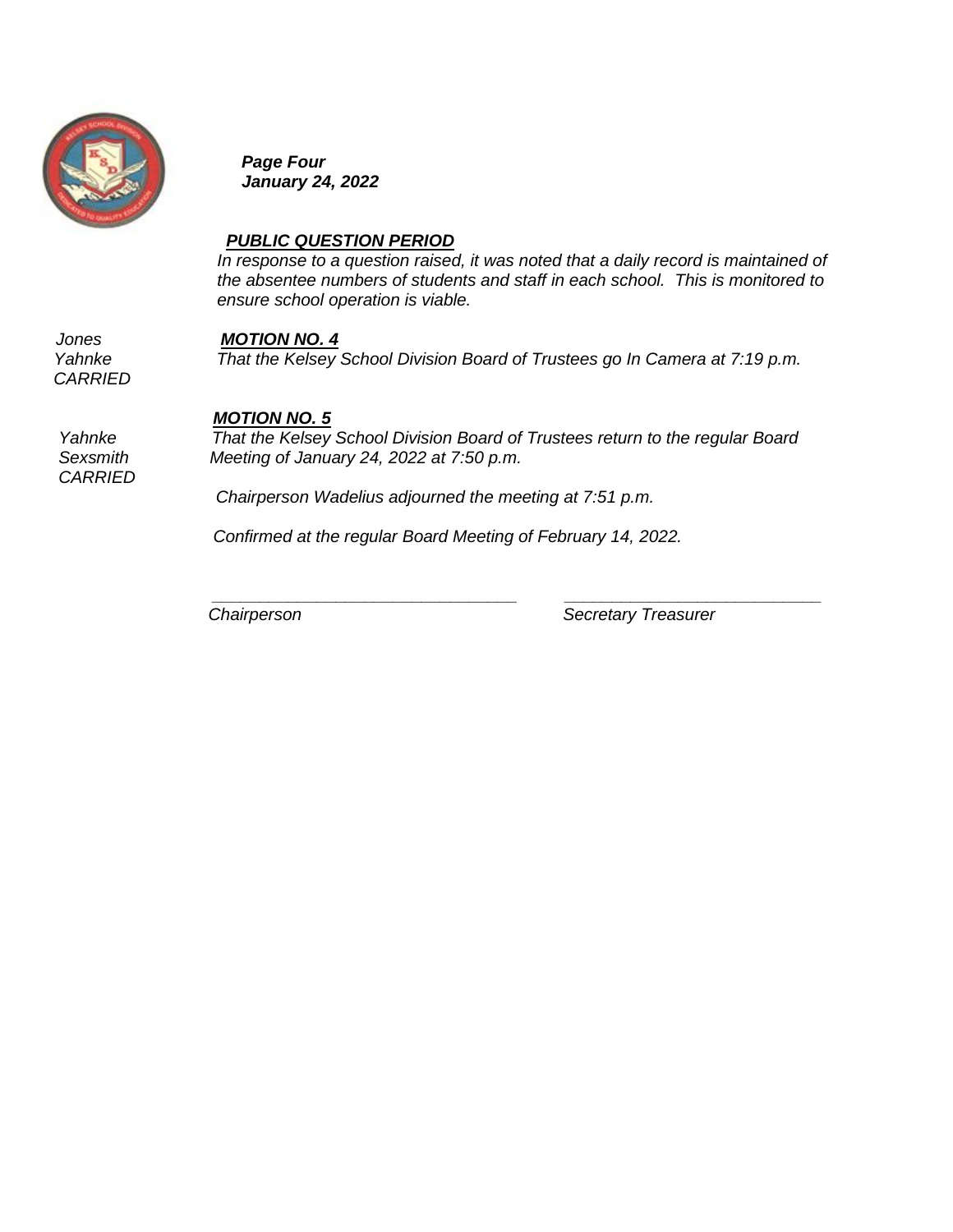***Page Four***
***January 24, 2022***

***PUBLIC QUESTION PERIOD***

*In response to a question raised, it was noted that a daily record is maintained of the absentee numbers of students and staff in each school. This is monitored to ensure school operation is viable.*

*Jones*
*Yahnke*
*CARRIED*

***MOTION NO. 4***

*That the Kelsey School Division Board of Trustees go In Camera at 7:19 p.m.*

***MOTION NO. 5***

*Yahnke*
*Sexsmith*
*CARRIED*

*That the Kelsey School Division Board of Trustees return to the regular Board Meeting of January 24, 2022 at 7:50 p.m.*

*Chairperson Wadelius adjourned the meeting at 7:51 p.m.*

*Confirmed at the regular Board Meeting of February 14, 2022.*

_______________________________ _______________________________
*Chairperson* *Secretary Treasurer*